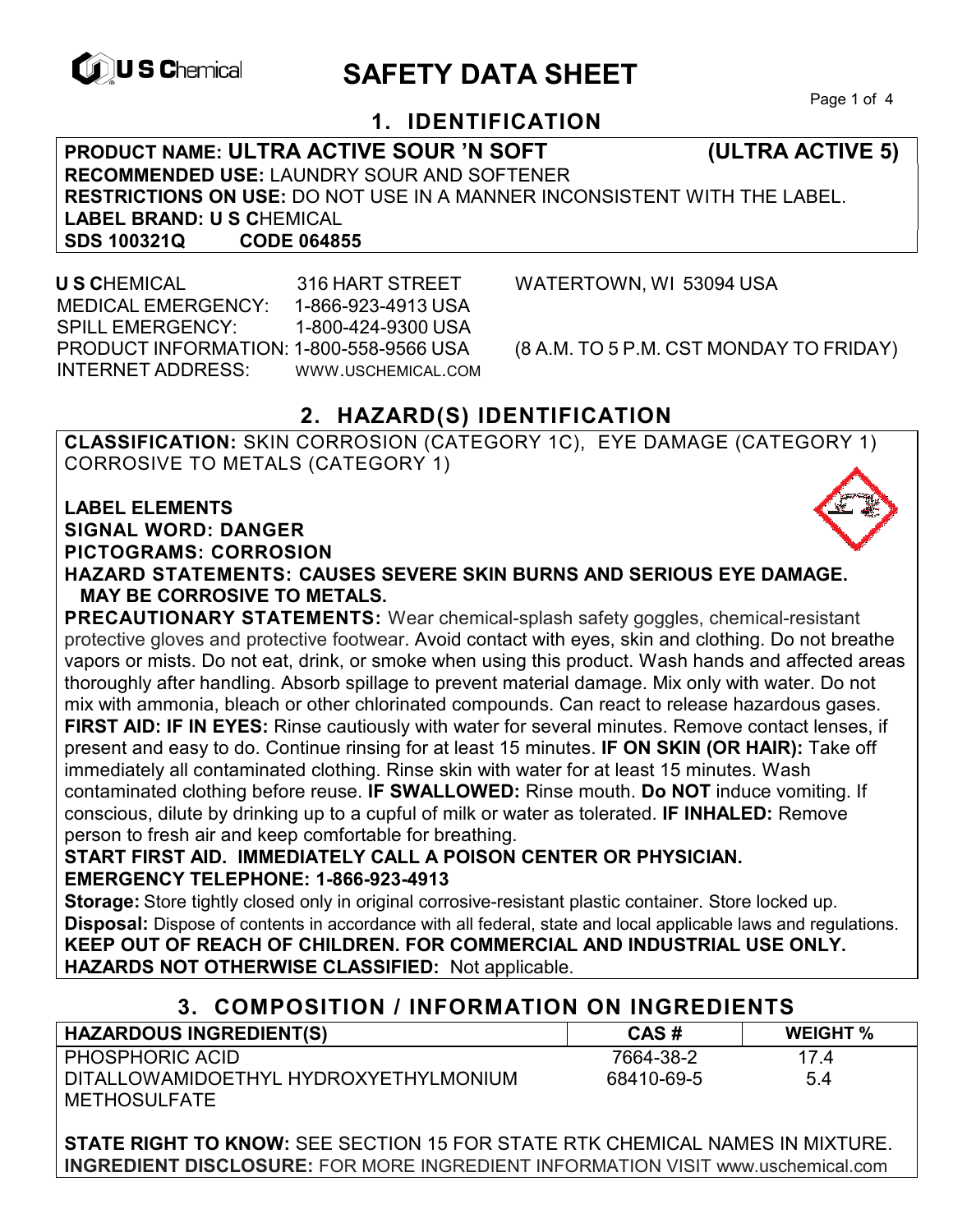U S Chemical

# SAFETY DATA SHEET

## 1. IDENTIFICATION

**PRODUCT NAME: ULTRA ACTIVE SOUR 'N SOFT (ULTRA ACTIVE 5)**
**RECOMMENDED USE:** LAUNDRY SOUR AND SOFTENER
**RESTRICTIONS ON USE:** DO NOT USE IN A MANNER INCONSISTENT WITH THE LABEL.
**LABEL BRAND: U S C**HEMICAL
**SDS 100321Q CODE 064855**

**U S C**HEMICAL 316 HART STREET WATERTOWN, WI 53094 USA
MEDICAL EMERGENCY: 1-866-923-4913 USA
SPILL EMERGENCY: 1-800-424-9300 USA
PRODUCT INFORMATION: 1-800-558-9566 USA (8 A.M. TO 5 P.M. CST MONDAY TO FRIDAY)
INTERNET ADDRESS: WWW.USCHEMICAL.COM

## 2. HAZARD(S) IDENTIFICATION

**CLASSIFICATION:** SKIN CORROSION (CATEGORY 1C), EYE DAMAGE (CATEGORY 1) CORROSIVE TO METALS (CATEGORY 1)

**LABEL ELEMENTS**
**SIGNAL WORD: DANGER**
**PICTOGRAMS: CORROSION**
**HAZARD STATEMENTS: CAUSES SEVERE SKIN BURNS AND SERIOUS EYE DAMAGE. MAY BE CORROSIVE TO METALS.**

**PRECAUTIONARY STATEMENTS:** Wear chemical-splash safety goggles, chemical-resistant protective gloves and protective footwear. Avoid contact with eyes, skin and clothing. Do not breathe vapors or mists. Do not eat, drink, or smoke when using this product. Wash hands and affected areas thoroughly after handling. Absorb spillage to prevent material damage. Mix only with water. Do not mix with ammonia, bleach or other chlorinated compounds. Can react to release hazardous gases.

**FIRST AID: IF IN EYES:** Rinse cautiously with water for several minutes. Remove contact lenses, if present and easy to do. Continue rinsing for at least 15 minutes. **IF ON SKIN (OR HAIR):** Take off immediately all contaminated clothing. Rinse skin with water for at least 15 minutes. Wash contaminated clothing before reuse. **IF SWALLOWED:** Rinse mouth. **Do NOT** induce vomiting. If conscious, dilute by drinking up to a cupful of milk or water as tolerated. **IF INHALED:** Remove person to fresh air and keep comfortable for breathing.

**START FIRST AID. IMMEDIATELY CALL A POISON CENTER OR PHYSICIAN.**
**EMERGENCY TELEPHONE: 1-866-923-4913**

**Storage:** Store tightly closed only in original corrosive-resistant plastic container. Store locked up.
**Disposal:** Dispose of contents in accordance with all federal, state and local applicable laws and regulations.
**KEEP OUT OF REACH OF CHILDREN. FOR COMMERCIAL AND INDUSTRIAL USE ONLY.**
**HAZARDS NOT OTHERWISE CLASSIFIED:** Not applicable.

## 3. COMPOSITION / INFORMATION ON INGREDIENTS

| HAZARDOUS INGREDIENT(S) | CAS # | WEIGHT % |
|---|---|---|
| PHOSPHORIC ACID | 7664-38-2 | 17.4 |
| DITALLOWAMIDOETHYL HYDROXYETHYLMONIUM METHOSULFATE | 68410-69-5 | 5.4 |

**STATE RIGHT TO KNOW:** SEE SECTION 15 FOR STATE RTK CHEMICAL NAMES IN MIXTURE.
**INGREDIENT DISCLOSURE:** FOR MORE INGREDIENT INFORMATION VISIT www.uschemical.com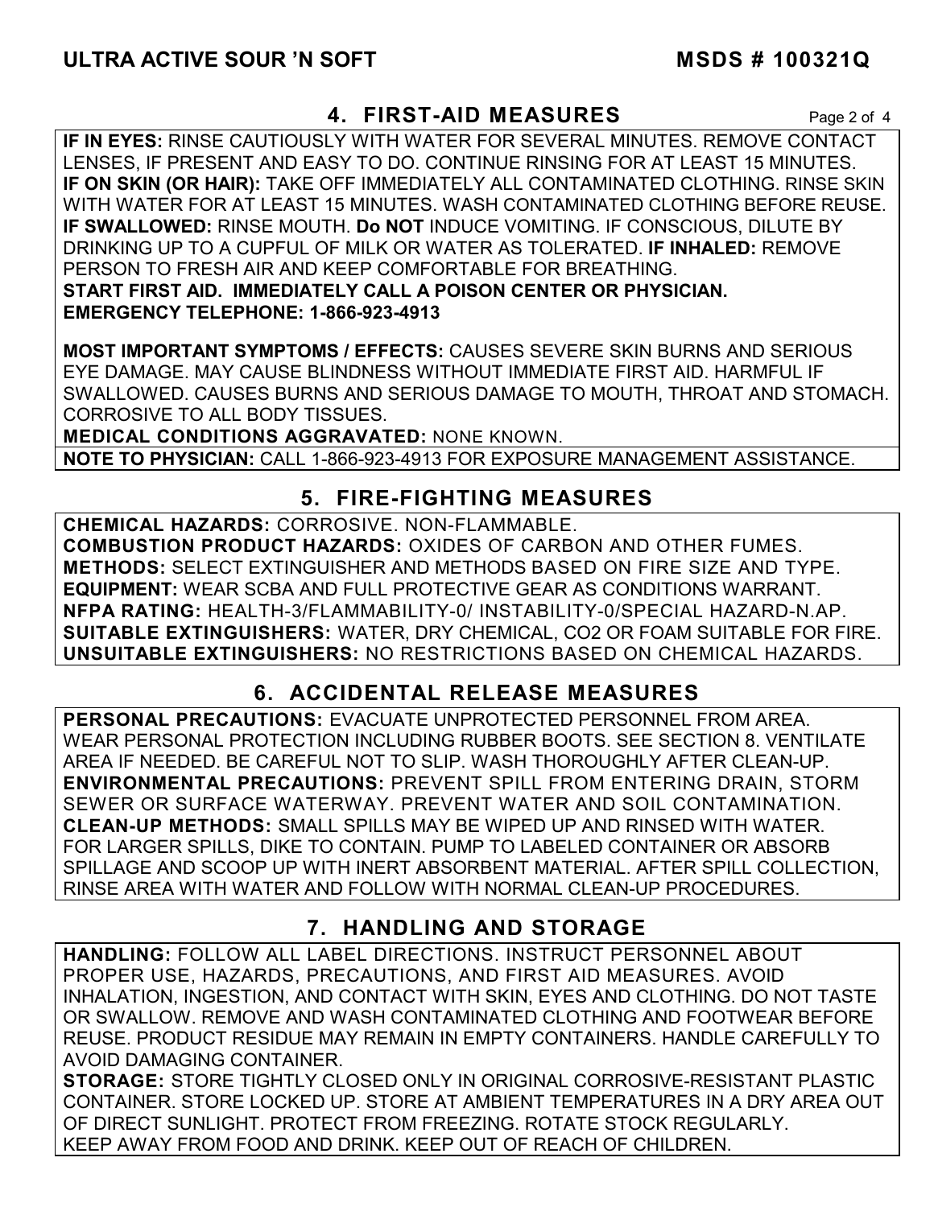## 4. FIRST-AID MEASURES

**IF IN EYES:** RINSE CAUTIOUSLY WITH WATER FOR SEVERAL MINUTES. REMOVE CONTACT LENSES, IF PRESENT AND EASY TO DO. CONTINUE RINSING FOR AT LEAST 15 MINUTES.
**IF ON SKIN (OR HAIR):** TAKE OFF IMMEDIATELY ALL CONTAMINATED CLOTHING. RINSE SKIN WITH WATER FOR AT LEAST 15 MINUTES. WASH CONTAMINATED CLOTHING BEFORE REUSE.
**IF SWALLOWED:** RINSE MOUTH. **Do NOT** INDUCE VOMITING. IF CONSCIOUS, DILUTE BY DRINKING UP TO A CUPFUL OF MILK OR WATER AS TOLERATED. **IF INHALED:** REMOVE PERSON TO FRESH AIR AND KEEP COMFORTABLE FOR BREATHING.
**START FIRST AID. IMMEDIATELY CALL A POISON CENTER OR PHYSICIAN.**
**EMERGENCY TELEPHONE: 1-866-923-4913**

**MOST IMPORTANT SYMPTOMS / EFFECTS:** CAUSES SEVERE SKIN BURNS AND SERIOUS EYE DAMAGE. MAY CAUSE BLINDNESS WITHOUT IMMEDIATE FIRST AID. HARMFUL IF SWALLOWED. CAUSES BURNS AND SERIOUS DAMAGE TO MOUTH, THROAT AND STOMACH. CORROSIVE TO ALL BODY TISSUES.
**MEDICAL CONDITIONS AGGRAVATED:** NONE KNOWN.
**NOTE TO PHYSICIAN:** CALL 1-866-923-4913 FOR EXPOSURE MANAGEMENT ASSISTANCE.

## 5. FIRE-FIGHTING MEASURES

**CHEMICAL HAZARDS:** CORROSIVE. NON-FLAMMABLE.
**COMBUSTION PRODUCT HAZARDS:** OXIDES OF CARBON AND OTHER FUMES.
**METHODS:** SELECT EXTINGUISHER AND METHODS BASED ON FIRE SIZE AND TYPE.
**EQUIPMENT:** WEAR SCBA AND FULL PROTECTIVE GEAR AS CONDITIONS WARRANT.
**NFPA RATING:** HEALTH-3/FLAMMABILITY-0/ INSTABILITY-0/SPECIAL HAZARD-N.AP.
**SUITABLE EXTINGUISHERS:** WATER, DRY CHEMICAL, CO2 OR FOAM SUITABLE FOR FIRE.
**UNSUITABLE EXTINGUISHERS:** NO RESTRICTIONS BASED ON CHEMICAL HAZARDS.

## 6. ACCIDENTAL RELEASE MEASURES

**PERSONAL PRECAUTIONS:** EVACUATE UNPROTECTED PERSONNEL FROM AREA. WEAR PERSONAL PROTECTION INCLUDING RUBBER BOOTS. SEE SECTION 8. VENTILATE AREA IF NEEDED. BE CAREFUL NOT TO SLIP. WASH THOROUGHLY AFTER CLEAN-UP.
**ENVIRONMENTAL PRECAUTIONS:** PREVENT SPILL FROM ENTERING DRAIN, STORM SEWER OR SURFACE WATERWAY. PREVENT WATER AND SOIL CONTAMINATION.
**CLEAN-UP METHODS:** SMALL SPILLS MAY BE WIPED UP AND RINSED WITH WATER. FOR LARGER SPILLS, DIKE TO CONTAIN. PUMP TO LABELED CONTAINER OR ABSORB SPILLAGE AND SCOOP UP WITH INERT ABSORBENT MATERIAL. AFTER SPILL COLLECTION, RINSE AREA WITH WATER AND FOLLOW WITH NORMAL CLEAN-UP PROCEDURES.

## 7. HANDLING AND STORAGE

**HANDLING:** FOLLOW ALL LABEL DIRECTIONS. INSTRUCT PERSONNEL ABOUT PROPER USE, HAZARDS, PRECAUTIONS, AND FIRST AID MEASURES. AVOID INHALATION, INGESTION, AND CONTACT WITH SKIN, EYES AND CLOTHING. DO NOT TASTE OR SWALLOW. REMOVE AND WASH CONTAMINATED CLOTHING AND FOOTWEAR BEFORE REUSE. PRODUCT RESIDUE MAY REMAIN IN EMPTY CONTAINERS. HANDLE CAREFULLY TO AVOID DAMAGING CONTAINER.
**STORAGE:** STORE TIGHTLY CLOSED ONLY IN ORIGINAL CORROSIVE-RESISTANT PLASTIC CONTAINER. STORE LOCKED UP. STORE AT AMBIENT TEMPERATURES IN A DRY AREA OUT OF DIRECT SUNLIGHT. PROTECT FROM FREEZING. ROTATE STOCK REGULARLY. KEEP AWAY FROM FOOD AND DRINK. KEEP OUT OF REACH OF CHILDREN.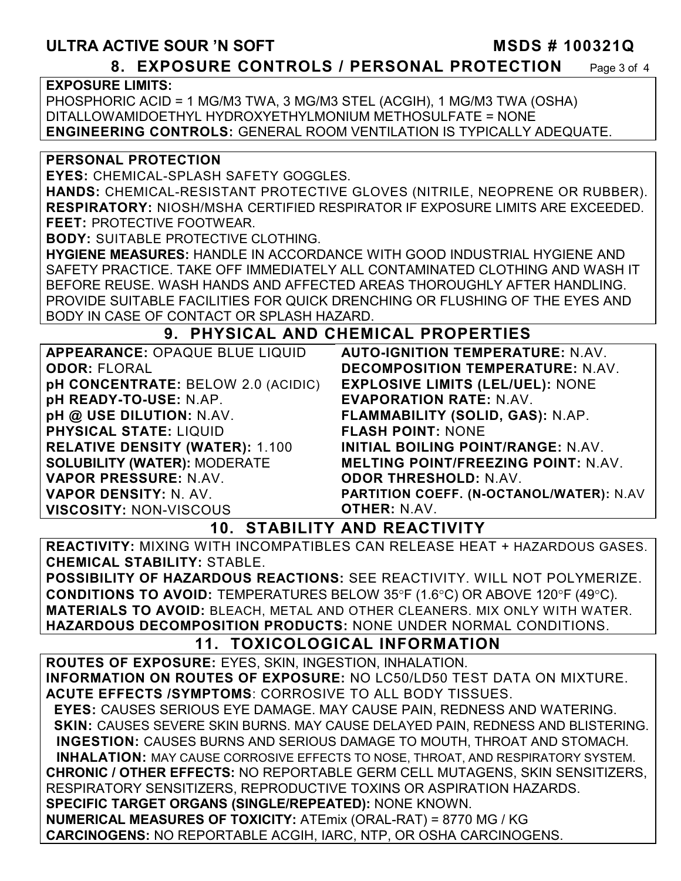## 8. EXPOSURE CONTROLS / PERSONAL PROTECTION

**EXPOSURE LIMITS:**
PHOSPHORIC ACID = 1 MG/M3 TWA, 3 MG/M3 STEL (ACGIH), 1 MG/M3 TWA (OSHA)
DITALLOWAMIDOETHYL HYDROXYETHYLMONIUM METHOSULFATE = NONE
**ENGINEERING CONTROLS:** GENERAL ROOM VENTILATION IS TYPICALLY ADEQUATE.

**PERSONAL PROTECTION**
**EYES:** CHEMICAL-SPLASH SAFETY GOGGLES.
**HANDS:** CHEMICAL-RESISTANT PROTECTIVE GLOVES (NITRILE, NEOPRENE OR RUBBER).
**RESPIRATORY:** NIOSH/MSHA CERTIFIED RESPIRATOR IF EXPOSURE LIMITS ARE EXCEEDED.
**FEET:** PROTECTIVE FOOTWEAR.
**BODY:** SUITABLE PROTECTIVE CLOTHING.
**HYGIENE MEASURES:** HANDLE IN ACCORDANCE WITH GOOD INDUSTRIAL HYGIENE AND SAFETY PRACTICE. TAKE OFF IMMEDIATELY ALL CONTAMINATED CLOTHING AND WASH IT BEFORE REUSE. WASH HANDS AND AFFECTED AREAS THOROUGHLY AFTER HANDLING. PROVIDE SUITABLE FACILITIES FOR QUICK DRENCHING OR FLUSHING OF THE EYES AND BODY IN CASE OF CONTACT OR SPLASH HAZARD.

## 9. PHYSICAL AND CHEMICAL PROPERTIES

| | |
|---|---|
| **APPEARANCE:** OPAQUE BLUE LIQUID | **AUTO-IGNITION TEMPERATURE:** N.AV. |
| **ODOR:** FLORAL | **DECOMPOSITION TEMPERATURE:** N.AV. |
| **pH CONCENTRATE:** BELOW 2.0 (ACIDIC) | **EXPLOSIVE LIMITS (LEL/UEL):** NONE |
| **pH READY-TO-USE:** N.AP. | **EVAPORATION RATE:** N.AV. |
| **pH @ USE DILUTION:** N.AV. | **FLAMMABILITY (SOLID, GAS):** N.AP. |
| **PHYSICAL STATE:** LIQUID | **FLASH POINT:** NONE |
| **RELATIVE DENSITY (WATER):** 1.100 | **INITIAL BOILING POINT/RANGE:** N.AV. |
| **SOLUBILITY (WATER):** MODERATE | **MELTING POINT/FREEZING POINT:** N.AV. |
| **VAPOR PRESSURE:** N.AV. | **ODOR THRESHOLD:** N.AV. |
| **VAPOR DENSITY:** N. AV. | **PARTITION COEFF. (N-OCTANOL/WATER):** N.AV |
| **VISCOSITY:** NON-VISCOUS | **OTHER:** N.AV. |

## 10. STABILITY AND REACTIVITY

**REACTIVITY:** MIXING WITH INCOMPATIBLES CAN RELEASE HEAT + HAZARDOUS GASES.
**CHEMICAL STABILITY:** STABLE.
**POSSIBILITY OF HAZARDOUS REACTIONS:** SEE REACTIVITY. WILL NOT POLYMERIZE.
**CONDITIONS TO AVOID:** TEMPERATURES BELOW 35°F (1.6°C) OR ABOVE 120°F (49°C).
**MATERIALS TO AVOID:** BLEACH, METAL AND OTHER CLEANERS. MIX ONLY WITH WATER.
**HAZARDOUS DECOMPOSITION PRODUCTS:** NONE UNDER NORMAL CONDITIONS.

## 11. TOXICOLOGICAL INFORMATION

**ROUTES OF EXPOSURE:** EYES, SKIN, INGESTION, INHALATION.
**INFORMATION ON ROUTES OF EXPOSURE:** NO LC50/LD50 TEST DATA ON MIXTURE.
**ACUTE EFFECTS /SYMPTOMS**: CORROSIVE TO ALL BODY TISSUES.
**EYES:** CAUSES SERIOUS EYE DAMAGE. MAY CAUSE PAIN, REDNESS AND WATERING.
**SKIN:** CAUSES SEVERE SKIN BURNS. MAY CAUSE DELAYED PAIN, REDNESS AND BLISTERING.
**INGESTION:** CAUSES BURNS AND SERIOUS DAMAGE TO MOUTH, THROAT AND STOMACH.
**INHALATION:** MAY CAUSE CORROSIVE EFFECTS TO NOSE, THROAT, AND RESPIRATORY SYSTEM.
**CHRONIC / OTHER EFFECTS:** NO REPORTABLE GERM CELL MUTAGENS, SKIN SENSITIZERS, RESPIRATORY SENSITIZERS, REPRODUCTIVE TOXINS OR ASPIRATION HAZARDS.
**SPECIFIC TARGET ORGANS (SINGLE/REPEATED):** NONE KNOWN.
**NUMERICAL MEASURES OF TOXICITY:** ATEmix (ORAL-RAT) = 8770 MG / KG
**CARCINOGENS:** NO REPORTABLE ACGIH, IARC, NTP, OR OSHA CARCINOGENS.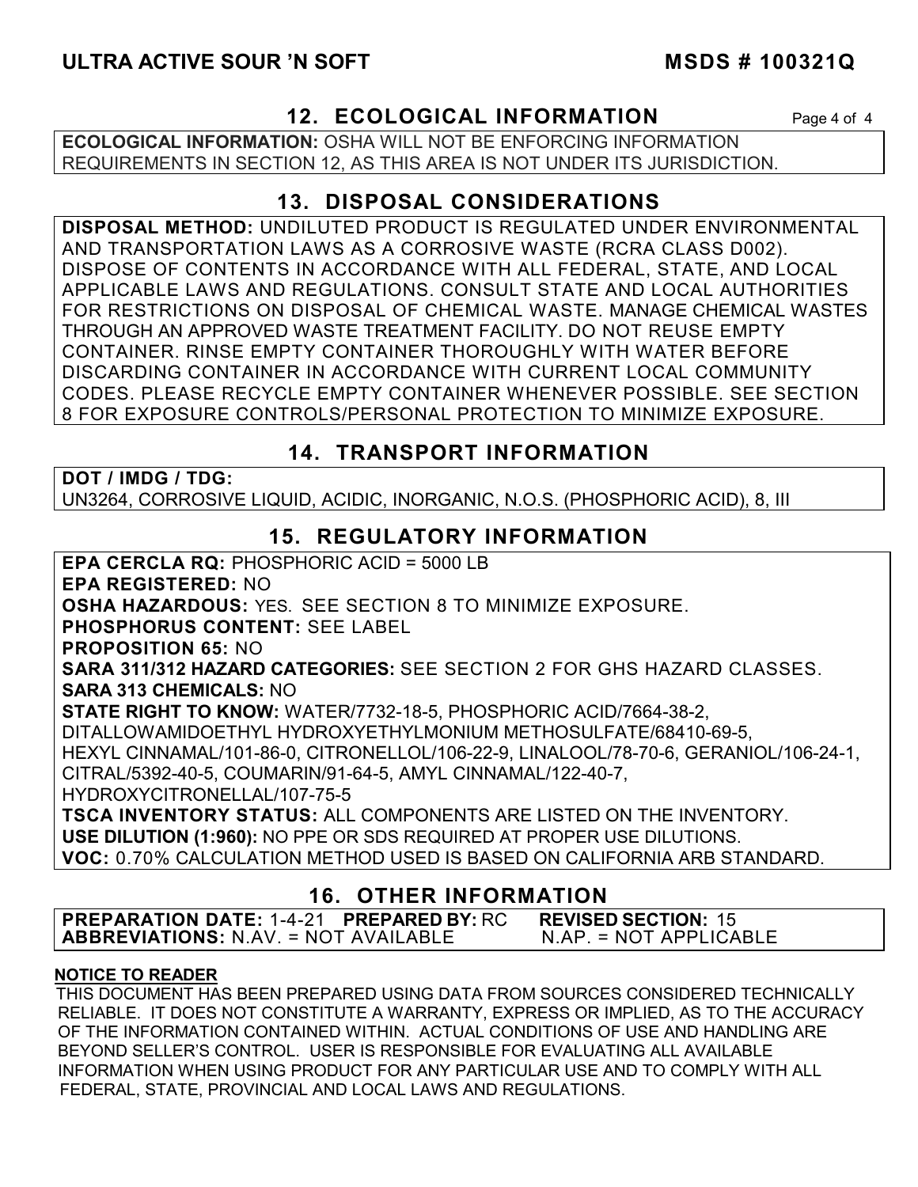## 12. ECOLOGICAL INFORMATION

**ECOLOGICAL INFORMATION:** OSHA WILL NOT BE ENFORCING INFORMATION REQUIREMENTS IN SECTION 12, AS THIS AREA IS NOT UNDER ITS JURISDICTION.

## 13. DISPOSAL CONSIDERATIONS

**DISPOSAL METHOD:** UNDILUTED PRODUCT IS REGULATED UNDER ENVIRONMENTAL AND TRANSPORTATION LAWS AS A CORROSIVE WASTE (RCRA CLASS D002). DISPOSE OF CONTENTS IN ACCORDANCE WITH ALL FEDERAL, STATE, AND LOCAL APPLICABLE LAWS AND REGULATIONS. CONSULT STATE AND LOCAL AUTHORITIES FOR RESTRICTIONS ON DISPOSAL OF CHEMICAL WASTE. MANAGE CHEMICAL WASTES THROUGH AN APPROVED WASTE TREATMENT FACILITY. DO NOT REUSE EMPTY CONTAINER. RINSE EMPTY CONTAINER THOROUGHLY WITH WATER BEFORE DISCARDING CONTAINER IN ACCORDANCE WITH CURRENT LOCAL COMMUNITY CODES. PLEASE RECYCLE EMPTY CONTAINER WHENEVER POSSIBLE. SEE SECTION 8 FOR EXPOSURE CONTROLS/PERSONAL PROTECTION TO MINIMIZE EXPOSURE.

## 14. TRANSPORT INFORMATION

**DOT / IMDG / TDG:**
UN3264, CORROSIVE LIQUID, ACIDIC, INORGANIC, N.O.S. (PHOSPHORIC ACID), 8, III

## 15. REGULATORY INFORMATION

**EPA CERCLA RQ:** PHOSPHORIC ACID = 5000 LB
**EPA REGISTERED:** NO
**OSHA HAZARDOUS:** YES. SEE SECTION 8 TO MINIMIZE EXPOSURE.
**PHOSPHORUS CONTENT:** SEE LABEL
**PROPOSITION 65:** NO
**SARA 311/312 HAZARD CATEGORIES:** SEE SECTION 2 FOR GHS HAZARD CLASSES.
**SARA 313 CHEMICALS:** NO
**STATE RIGHT TO KNOW:** WATER/7732-18-5, PHOSPHORIC ACID/7664-38-2, DITALLOWAMIDOETHYL HYDROXYETHYLMONIUM METHOSULFATE/68410-69-5, HEXYL CINNAMAL/101-86-0, CITRONELLOL/106-22-9, LINALOOL/78-70-6, GERANIOL/106-24-1, CITRAL/5392-40-5, COUMARIN/91-64-5, AMYL CINNAMAL/122-40-7, HYDROXYCITRONELLAL/107-75-5
**TSCA INVENTORY STATUS:** ALL COMPONENTS ARE LISTED ON THE INVENTORY.
**USE DILUTION (1:960):** NO PPE OR SDS REQUIRED AT PROPER USE DILUTIONS.
**VOC:** 0.70% CALCULATION METHOD USED IS BASED ON CALIFORNIA ARB STANDARD.

## 16. OTHER INFORMATION

**PREPARATION DATE:** 1-4-21 **PREPARED BY:** RC **REVISED SECTION:** 15
**ABBREVIATIONS:** N.AV. = NOT AVAILABLE N.AP. = NOT APPLICABLE

**NOTICE TO READER**

THIS DOCUMENT HAS BEEN PREPARED USING DATA FROM SOURCES CONSIDERED TECHNICALLY RELIABLE. IT DOES NOT CONSTITUTE A WARRANTY, EXPRESS OR IMPLIED, AS TO THE ACCURACY OF THE INFORMATION CONTAINED WITHIN. ACTUAL CONDITIONS OF USE AND HANDLING ARE BEYOND SELLER'S CONTROL. USER IS RESPONSIBLE FOR EVALUATING ALL AVAILABLE INFORMATION WHEN USING PRODUCT FOR ANY PARTICULAR USE AND TO COMPLY WITH ALL FEDERAL, STATE, PROVINCIAL AND LOCAL LAWS AND REGULATIONS.